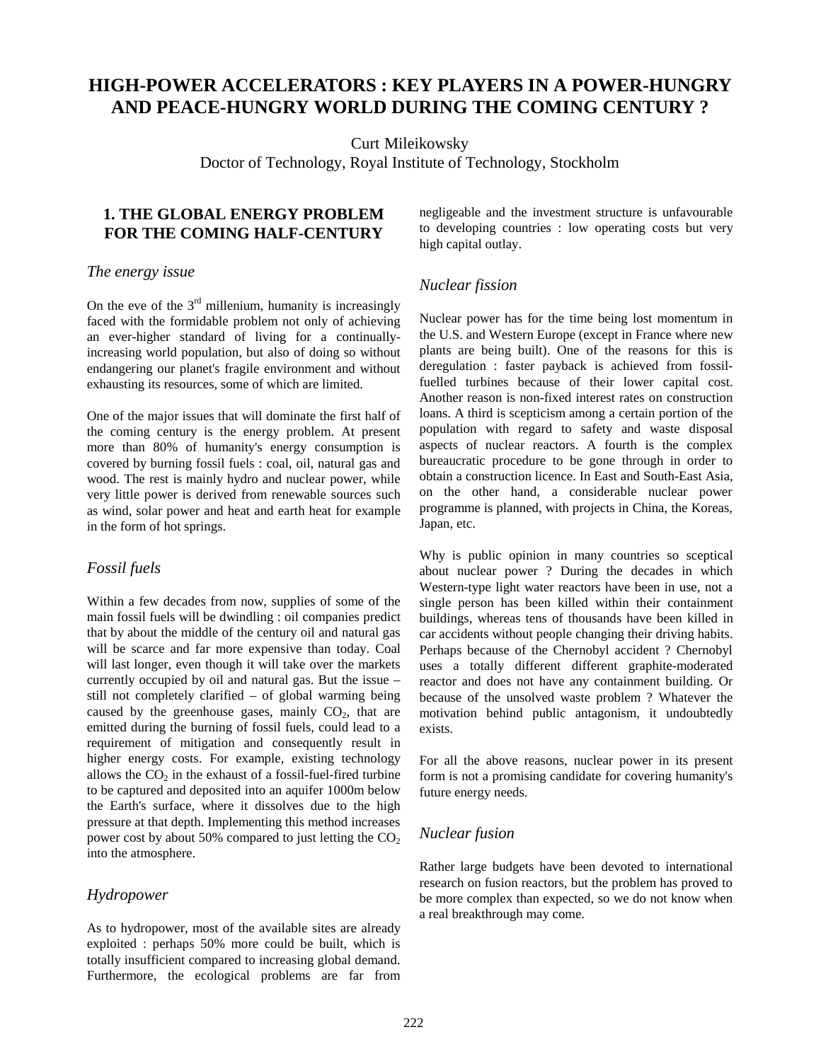# HIGH-POWER ACCELERATORS : KEY PLAYERS IN A POWER-HUNGRY AND PEACE-HUNGRY WORLD DURING THE COMING CENTURY ?

Curt Mileikowsky
Doctor of Technology, Royal Institute of Technology, Stockholm

## 1. THE GLOBAL ENERGY PROBLEM FOR THE COMING HALF-CENTURY

### *The energy issue*

On the eve of the 3rd millenium, humanity is increasingly faced with the formidable problem not only of achieving an ever-higher standard of living for a continually-increasing world population, but also of doing so without endangering our planet's fragile environment and without exhausting its resources, some of which are limited.

One of the major issues that will dominate the first half of the coming century is the energy problem. At present more than 80% of humanity's energy consumption is covered by burning fossil fuels : coal, oil, natural gas and wood. The rest is mainly hydro and nuclear power, while very little power is derived from renewable sources such as wind, solar power and heat and earth heat for example in the form of hot springs.

### *Fossil fuels*

Within a few decades from now, supplies of some of the main fossil fuels will be dwindling : oil companies predict that by about the middle of the century oil and natural gas will be scarce and far more expensive than today. Coal will last longer, even though it will take over the markets currently occupied by oil and natural gas. But the issue – still not completely clarified – of global warming being caused by the greenhouse gases, mainly $CO_2$, that are emitted during the burning of fossil fuels, could lead to a requirement of mitigation and consequently result in higher energy costs. For example, existing technology allows the $CO_2$ in the exhaust of a fossil-fuel-fired turbine to be captured and deposited into an aquifer 1000m below the Earth's surface, where it dissolves due to the high pressure at that depth. Implementing this method increases power cost by about 50% compared to just letting the $CO_2$ into the atmosphere.

### *Hydropower*

As to hydropower, most of the available sites are already exploited : perhaps 50% more could be built, which is totally insufficient compared to increasing global demand. Furthermore, the ecological problems are far from negligeable and the investment structure is unfavourable to developing countries : low operating costs but very high capital outlay.

### *Nuclear fission*

Nuclear power has for the time being lost momentum in the U.S. and Western Europe (except in France where new plants are being built). One of the reasons for this is deregulation : faster payback is achieved from fossil-fuelled turbines because of their lower capital cost. Another reason is non-fixed interest rates on construction loans. A third is scepticism among a certain portion of the population with regard to safety and waste disposal aspects of nuclear reactors. A fourth is the complex bureaucratic procedure to be gone through in order to obtain a construction licence. In East and South-East Asia, on the other hand, a considerable nuclear power programme is planned, with projects in China, the Koreas, Japan, etc.

Why is public opinion in many countries so sceptical about nuclear power ? During the decades in which Western-type light water reactors have been in use, not a single person has been killed within their containment buildings, whereas tens of thousands have been killed in car accidents without people changing their driving habits. Perhaps because of the Chernobyl accident ? Chernobyl uses a totally different different graphite-moderated reactor and does not have any containment building. Or because of the unsolved waste problem ? Whatever the motivation behind public antagonism, it undoubtedly exists.

For all the above reasons, nuclear power in its present form is not a promising candidate for covering humanity's future energy needs.

### *Nuclear fusion*

Rather large budgets have been devoted to international research on fusion reactors, but the problem has proved to be more complex than expected, so we do not know when a real breakthrough may come.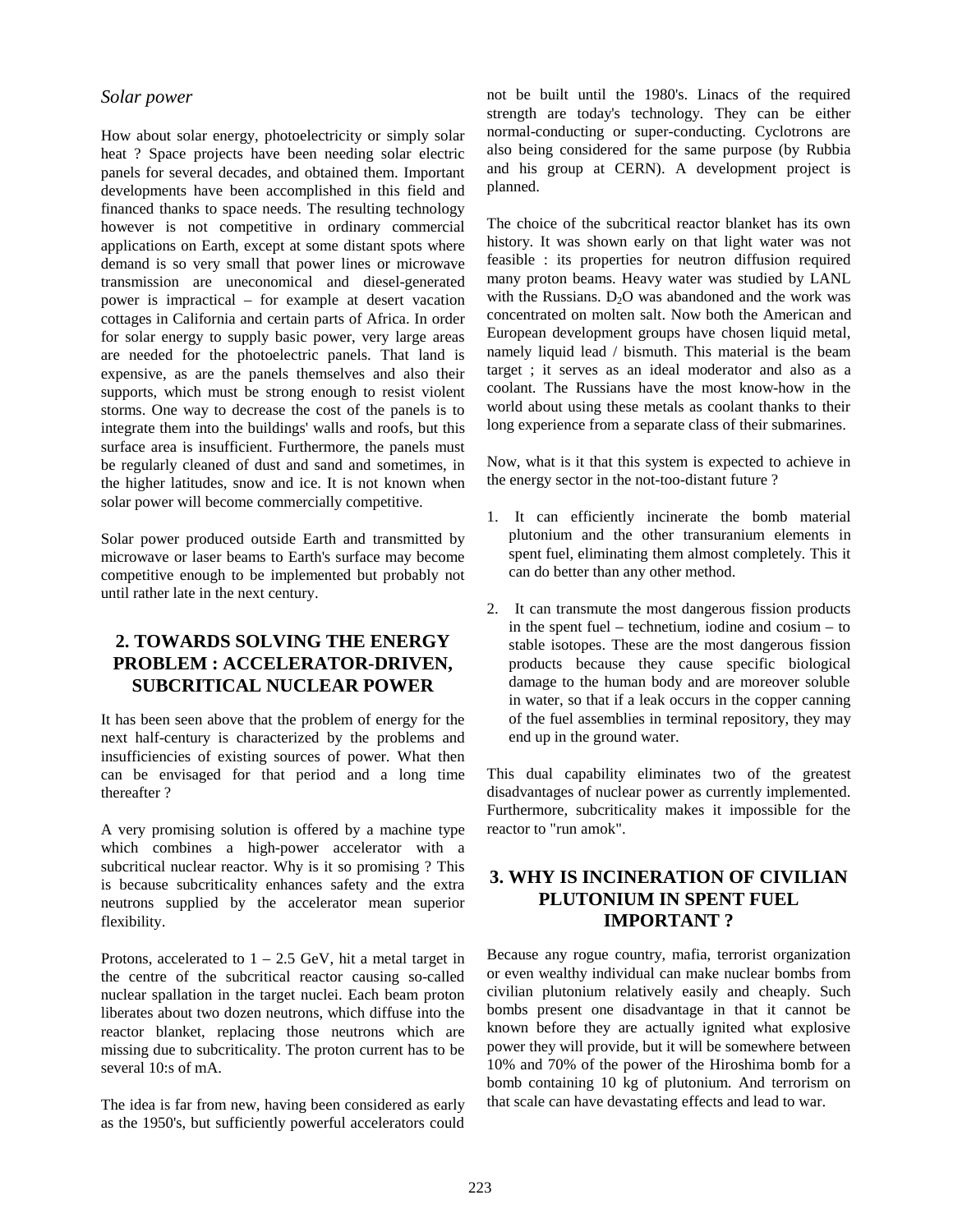*Solar power*

How about solar energy, photoelectricity or simply solar heat ? Space projects have been needing solar electric panels for several decades, and obtained them. Important developments have been accomplished in this field and financed thanks to space needs. The resulting technology however is not competitive in ordinary commercial applications on Earth, except at some distant spots where demand is so very small that power lines or microwave transmission are uneconomical and diesel-generated power is impractical – for example at desert vacation cottages in California and certain parts of Africa. In order for solar energy to supply basic power, very large areas are needed for the photoelectric panels. That land is expensive, as are the panels themselves and also their supports, which must be strong enough to resist violent storms. One way to decrease the cost of the panels is to integrate them into the buildings' walls and roofs, but this surface area is insufficient. Furthermore, the panels must be regularly cleaned of dust and sand and sometimes, in the higher latitudes, snow and ice. It is not known when solar power will become commercially competitive.

Solar power produced outside Earth and transmitted by microwave or laser beams to Earth's surface may become competitive enough to be implemented but probably not until rather late in the next century.

## 2. TOWARDS SOLVING THE ENERGY PROBLEM : ACCELERATOR-DRIVEN, SUBCRITICAL NUCLEAR POWER

It has been seen above that the problem of energy for the next half-century is characterized by the problems and insufficiencies of existing sources of power. What then can be envisaged for that period and a long time thereafter ?

A very promising solution is offered by a machine type which combines a high-power accelerator with a subcritical nuclear reactor. Why is it so promising ? This is because subcriticality enhances safety and the extra neutrons supplied by the accelerator mean superior flexibility.

Protons, accelerated to 1 – 2.5 GeV, hit a metal target in the centre of the subcritical reactor causing so-called nuclear spallation in the target nuclei. Each beam proton liberates about two dozen neutrons, which diffuse into the reactor blanket, replacing those neutrons which are missing due to subcriticality. The proton current has to be several 10:s of mA.

The idea is far from new, having been considered as early as the 1950's, but sufficiently powerful accelerators could not be built until the 1980's. Linacs of the required strength are today's technology. They can be either normal-conducting or super-conducting. Cyclotrons are also being considered for the same purpose (by Rubbia and his group at CERN). A development project is planned.

The choice of the subcritical reactor blanket has its own history. It was shown early on that light water was not feasible : its properties for neutron diffusion required many proton beams. Heavy water was studied by LANL with the Russians. $D_2O$ was abandoned and the work was concentrated on molten salt. Now both the American and European development groups have chosen liquid metal, namely liquid lead / bismuth. This material is the beam target ; it serves as an ideal moderator and also as a coolant. The Russians have the most know-how in the world about using these metals as coolant thanks to their long experience from a separate class of their submarines.

Now, what is it that this system is expected to achieve in the energy sector in the not-too-distant future ?

1. It can efficiently incinerate the bomb material plutonium and the other transuranium elements in spent fuel, eliminating them almost completely. This it can do better than any other method.
2. It can transmute the most dangerous fission products in the spent fuel – technetium, iodine and cosium – to stable isotopes. These are the most dangerous fission products because they cause specific biological damage to the human body and are moreover soluble in water, so that if a leak occurs in the copper canning of the fuel assemblies in terminal repository, they may end up in the ground water.

This dual capability eliminates two of the greatest disadvantages of nuclear power as currently implemented. Furthermore, subcriticality makes it impossible for the reactor to "run amok".

## 3. WHY IS INCINERATION OF CIVILIAN PLUTONIUM IN SPENT FUEL IMPORTANT ?

Because any rogue country, mafia, terrorist organization or even wealthy individual can make nuclear bombs from civilian plutonium relatively easily and cheaply. Such bombs present one disadvantage in that it cannot be known before they are actually ignited what explosive power they will provide, but it will be somewhere between 10% and 70% of the power of the Hiroshima bomb for a bomb containing 10 kg of plutonium. And terrorism on that scale can have devastating effects and lead to war.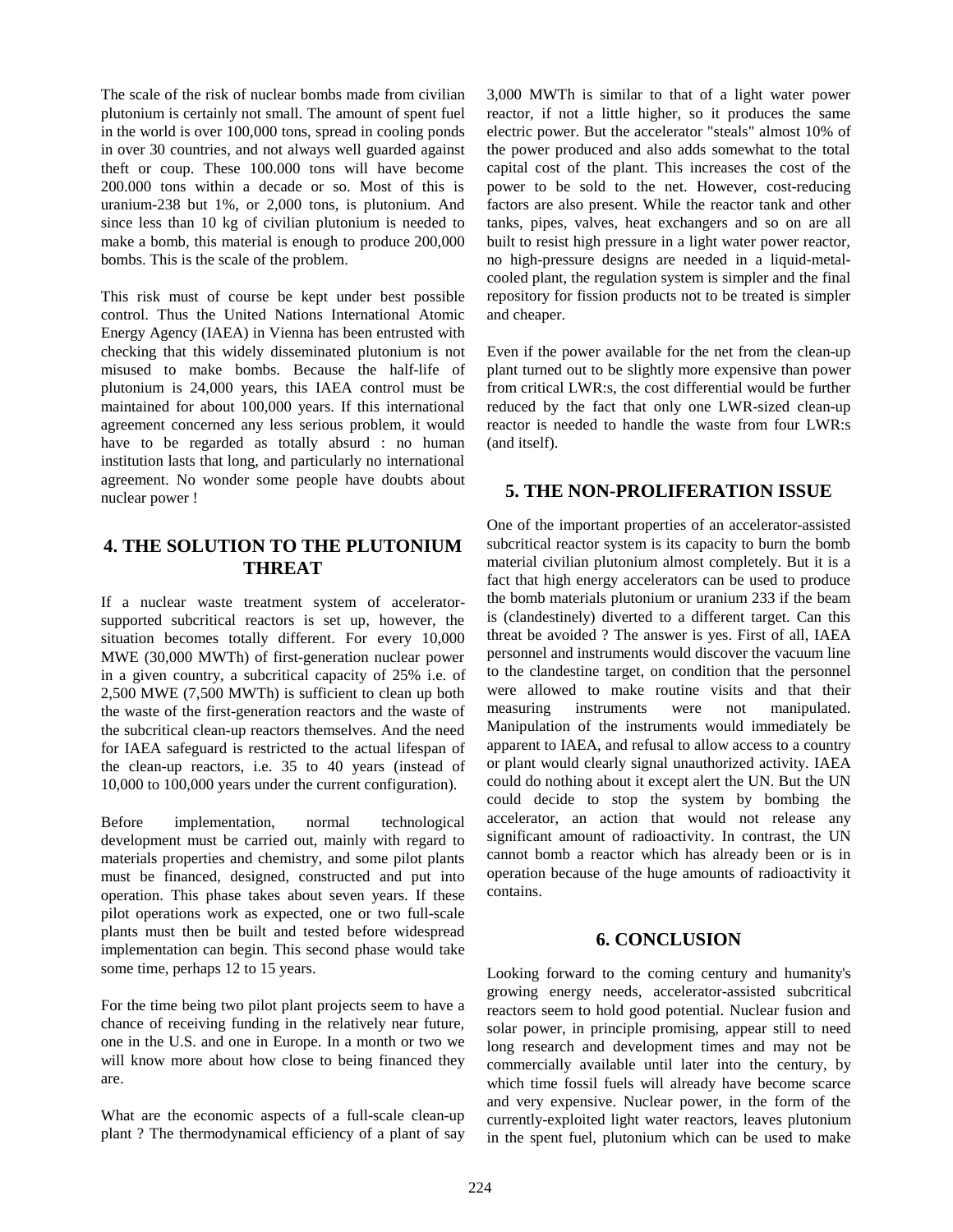The scale of the risk of nuclear bombs made from civilian plutonium is certainly not small. The amount of spent fuel in the world is over 100,000 tons, spread in cooling ponds in over 30 countries, and not always well guarded against theft or coup. These 100.000 tons will have become 200.000 tons within a decade or so. Most of this is uranium-238 but 1%, or 2,000 tons, is plutonium. And since less than 10 kg of civilian plutonium is needed to make a bomb, this material is enough to produce 200,000 bombs. This is the scale of the problem.

This risk must of course be kept under best possible control. Thus the United Nations International Atomic Energy Agency (IAEA) in Vienna has been entrusted with checking that this widely disseminated plutonium is not misused to make bombs. Because the half-life of plutonium is 24,000 years, this IAEA control must be maintained for about 100,000 years. If this international agreement concerned any less serious problem, it would have to be regarded as totally absurd : no human institution lasts that long, and particularly no international agreement. No wonder some people have doubts about nuclear power !

## 4. THE SOLUTION TO THE PLUTONIUM THREAT

If a nuclear waste treatment system of accelerator-supported subcritical reactors is set up, however, the situation becomes totally different. For every 10,000 MWE (30,000 MWTh) of first-generation nuclear power in a given country, a subcritical capacity of 25% i.e. of 2,500 MWE (7,500 MWTh) is sufficient to clean up both the waste of the first-generation reactors and the waste of the subcritical clean-up reactors themselves. And the need for IAEA safeguard is restricted to the actual lifespan of the clean-up reactors, i.e. 35 to 40 years (instead of 10,000 to 100,000 years under the current configuration).

Before implementation, normal technological development must be carried out, mainly with regard to materials properties and chemistry, and some pilot plants must be financed, designed, constructed and put into operation. This phase takes about seven years. If these pilot operations work as expected, one or two full-scale plants must then be built and tested before widespread implementation can begin. This second phase would take some time, perhaps 12 to 15 years.

For the time being two pilot plant projects seem to have a chance of receiving funding in the relatively near future, one in the U.S. and one in Europe. In a month or two we will know more about how close to being financed they are.

What are the economic aspects of a full-scale clean-up plant ? The thermodynamical efficiency of a plant of say 3,000 MWTh is similar to that of a light water power reactor, if not a little higher, so it produces the same electric power. But the accelerator "steals" almost 10% of the power produced and also adds somewhat to the total capital cost of the plant. This increases the cost of the power to be sold to the net. However, cost-reducing factors are also present. While the reactor tank and other tanks, pipes, valves, heat exchangers and so on are all built to resist high pressure in a light water power reactor, no high-pressure designs are needed in a liquid-metal-cooled plant, the regulation system is simpler and the final repository for fission products not to be treated is simpler and cheaper.

Even if the power available for the net from the clean-up plant turned out to be slightly more expensive than power from critical LWR:s, the cost differential would be further reduced by the fact that only one LWR-sized clean-up reactor is needed to handle the waste from four LWR:s (and itself).

## 5. THE NON-PROLIFERATION ISSUE

One of the important properties of an accelerator-assisted subcritical reactor system is its capacity to burn the bomb material civilian plutonium almost completely. But it is a fact that high energy accelerators can be used to produce the bomb materials plutonium or uranium 233 if the beam is (clandestinely) diverted to a different target. Can this threat be avoided ? The answer is yes. First of all, IAEA personnel and instruments would discover the vacuum line to the clandestine target, on condition that the personnel were allowed to make routine visits and that their measuring instruments were not manipulated. Manipulation of the instruments would immediately be apparent to IAEA, and refusal to allow access to a country or plant would clearly signal unauthorized activity. IAEA could do nothing about it except alert the UN. But the UN could decide to stop the system by bombing the accelerator, an action that would not release any significant amount of radioactivity. In contrast, the UN cannot bomb a reactor which has already been or is in operation because of the huge amounts of radioactivity it contains.

## 6. CONCLUSION

Looking forward to the coming century and humanity's growing energy needs, accelerator-assisted subcritical reactors seem to hold good potential. Nuclear fusion and solar power, in principle promising, appear still to need long research and development times and may not be commercially available until later into the century, by which time fossil fuels will already have become scarce and very expensive. Nuclear power, in the form of the currently-exploited light water reactors, leaves plutonium in the spent fuel, plutonium which can be used to make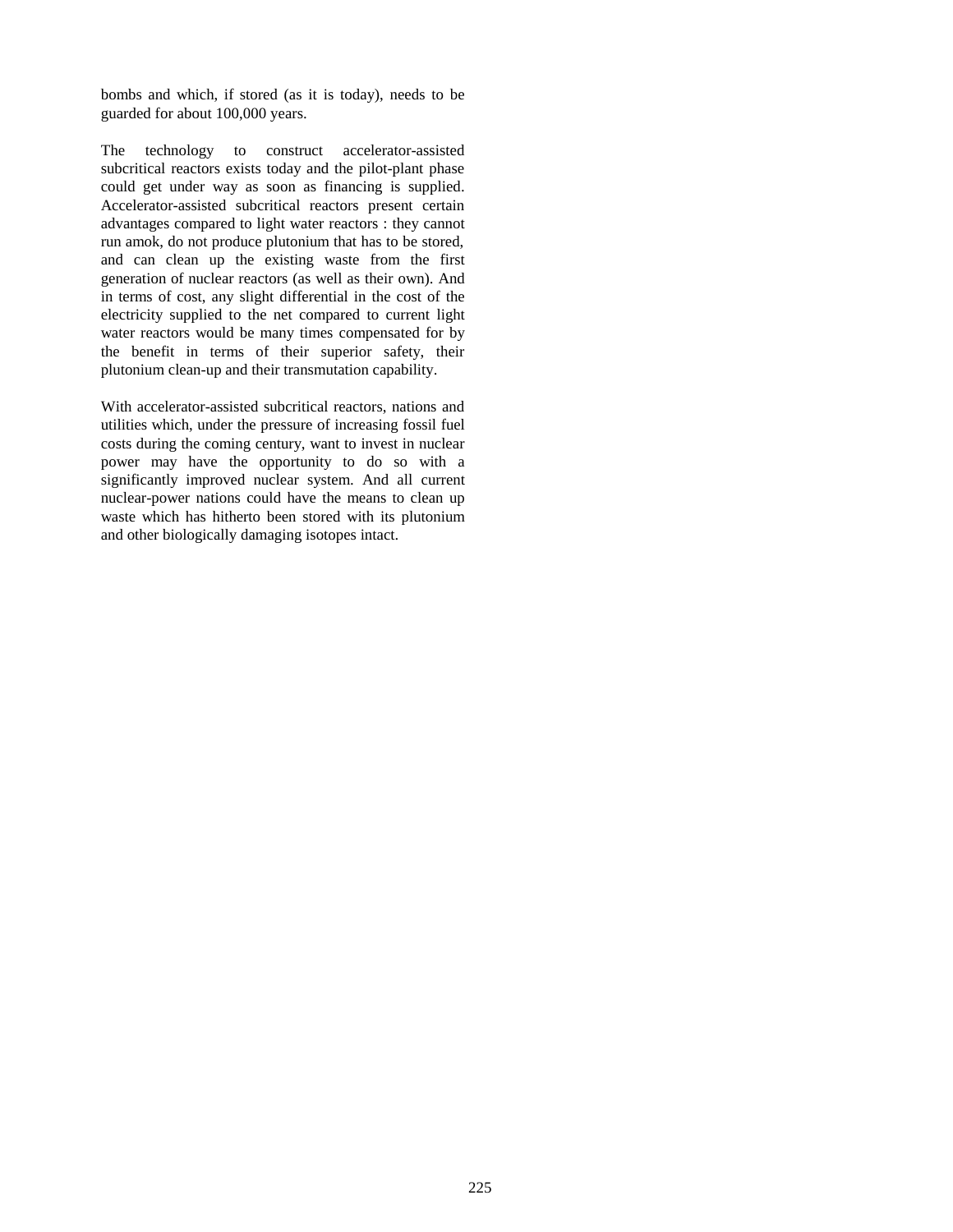bombs and which, if stored (as it is today), needs to be guarded for about 100,000 years.

The technology to construct accelerator-assisted subcritical reactors exists today and the pilot-plant phase could get under way as soon as financing is supplied. Accelerator-assisted subcritical reactors present certain advantages compared to light water reactors : they cannot run amok, do not produce plutonium that has to be stored, and can clean up the existing waste from the first generation of nuclear reactors (as well as their own). And in terms of cost, any slight differential in the cost of the electricity supplied to the net compared to current light water reactors would be many times compensated for by the benefit in terms of their superior safety, their plutonium clean-up and their transmutation capability.

With accelerator-assisted subcritical reactors, nations and utilities which, under the pressure of increasing fossil fuel costs during the coming century, want to invest in nuclear power may have the opportunity to do so with a significantly improved nuclear system. And all current nuclear-power nations could have the means to clean up waste which has hitherto been stored with its plutonium and other biologically damaging isotopes intact.